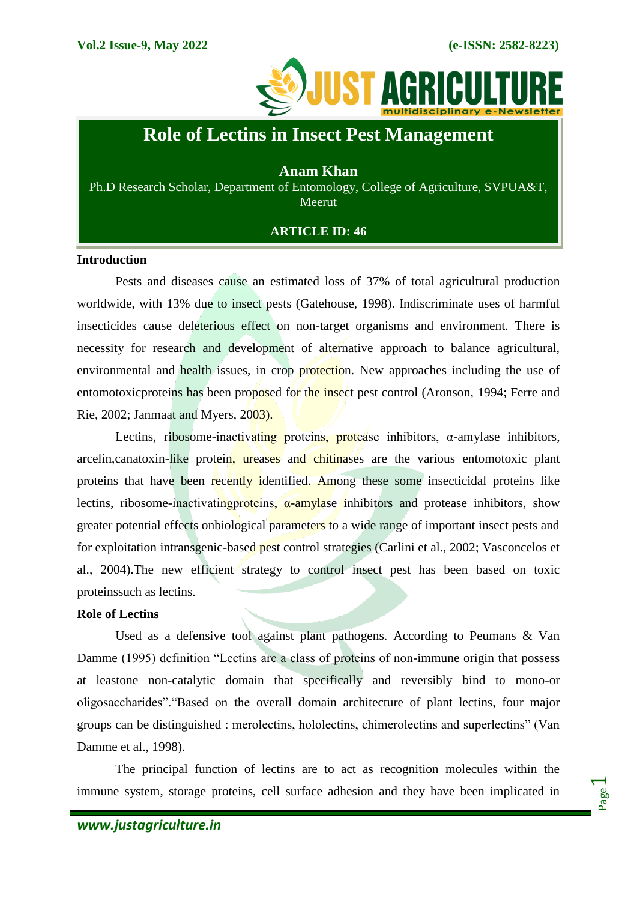# Role of Lectins in Insect Pest Management

**Anam Khan**

Ph.D Research Scholar, Department of Entomology, College of Agriculture, SVPUA&T, Meerut

**ARTICLE ID: 46**

## Introduction

Pests and diseases cause an estimated loss of 37% of total agricultural production worldwide, with 13% due to insect pests (Gatehouse, 1998). Indiscriminate uses of harmful insecticides cause deleterious effect on non-target organisms and environment. There is necessity for research and development of alternative approach to balance agricultural, environmental and health issues, in crop protection. New approaches including the use of entomotoxicproteins has been proposed for the insect pest control (Aronson, 1994; Ferre and Rie, 2002; Janmaat and Myers, 2003).

Lectins, ribosome-inactivating proteins, protease inhibitors, α-amylase inhibitors, arcelin,canatoxin-like protein, ureases and chitinases are the various entomotoxic plant proteins that have been recently identified. Among these some insecticidal proteins like lectins, ribosome-inactivatingproteins, α-amylase inhibitors and protease inhibitors, show greater potential effects onbiological parameters to a wide range of important insect pests and for exploitation intransgenic-based pest control strategies (Carlini et al., 2002; Vasconcelos et al., 2004).The new efficient strategy to control insect pest has been based on toxic proteinssuch as lectins.

## Role of Lectins

Used as a defensive tool against plant pathogens. According to Peumans & Van Damme (1995) definition "Lectins are a class of proteins of non-immune origin that possess at leastone non-catalytic domain that specifically and reversibly bind to mono-or oligosaccharides"."Based on the overall domain architecture of plant lectins, four major groups can be distinguished : merolectins, hololectins, chimerolectins and superlectins" (Van Damme et al., 1998).

The principal function of lectins are to act as recognition molecules within the immune system, storage proteins, cell surface adhesion and they have been implicated in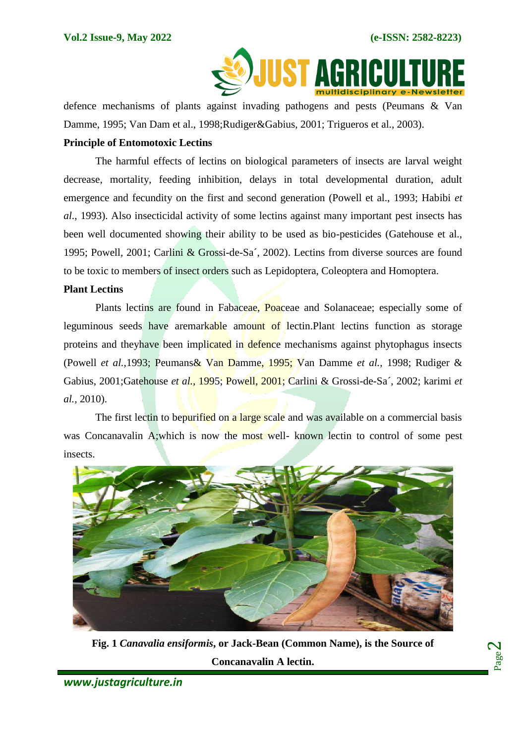defence mechanisms of plants against invading pathogens and pests (Peumans & Van Damme, 1995; Van Dam et al., 1998;Rudiger&Gabius, 2001; Trigueros et al., 2003).

**Principle of Entomotoxic Lectins**

The harmful effects of lectins on biological parameters of insects are larval weight decrease, mortality, feeding inhibition, delays in total developmental duration, adult emergence and fecundity on the first and second generation (Powell et al., 1993; Habibi *et al*., 1993). Also insecticidal activity of some lectins against many important pest insects has been well documented showing their ability to be used as bio-pesticides (Gatehouse et al., 1995; Powell, 2001; Carlini & Grossi-de-Sa´, 2002). Lectins from diverse sources are found to be toxic to members of insect orders such as Lepidoptera, Coleoptera and Homoptera.

**Plant Lectins**

Plants lectins are found in Fabaceae, Poaceae and Solanaceae; especially some of leguminous seeds have aremarkable amount of lectin.Plant lectins function as storage proteins and theyhave been implicated in defence mechanisms against phytophagus insects (Powell *et al.*,1993; Peumans& Van Damme, 1995; Van Damme *et al.*, 1998; Rudiger & Gabius, 2001;Gatehouse *et al.*, 1995; Powell, 2001; Carlini & Grossi-de-Sa´, 2002; karimi *et al.*, 2010).

The first lectin to bepurified on a large scale and was available on a commercial basis was Concanavalin A;which is now the most well- known lectin to control of some pest insects.

**Fig. 1** ***Canavalia ensiformis*****, or Jack-Bean (Common Name), is the Source of Concanavalin A lectin.**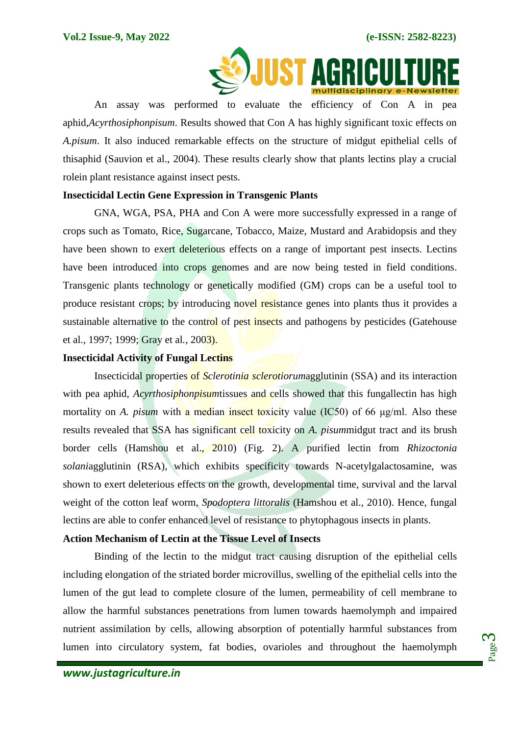An assay was performed to evaluate the efficiency of Con A in pea aphid,*Acyrthosiphonpisum*. Results showed that Con A has highly significant toxic effects on *A.pisum*. It also induced remarkable effects on the structure of midgut epithelial cells of thisaphid (Sauvion et al., 2004). These results clearly show that plants lectins play a crucial rolein plant resistance against insect pests.

**Insecticidal Lectin Gene Expression in Transgenic Plants**

GNA, WGA, PSA, PHA and Con A were more successfully expressed in a range of crops such as Tomato, Rice, Sugarcane, Tobacco, Maize, Mustard and Arabidopsis and they have been shown to exert deleterious effects on a range of important pest insects. Lectins have been introduced into crops genomes and are now being tested in field conditions. Transgenic plants technology or genetically modified (GM) crops can be a useful tool to produce resistant crops; by introducing novel resistance genes into plants thus it provides a sustainable alternative to the control of pest insects and pathogens by pesticides (Gatehouse et al., 1997; 1999; Gray et al., 2003).

**Insecticidal Activity of Fungal Lectins**

Insecticidal properties of *Sclerotinia sclerotiorum*agglutinin (SSA) and its interaction with pea aphid, *Acyrthosiphonpisum*tissues and cells showed that this fungallectin has high mortality on *A. pisum* with a median insect toxicity value (IC50) of 66 μg/ml. Also these results revealed that SSA has significant cell toxicity on *A. pisum*midgut tract and its brush border cells (Hamshou et al., 2010) (Fig. 2). A purified lectin from *Rhizoctonia solani*agglutinin (RSA), which exhibits specificity towards N-acetylgalactosamine, was shown to exert deleterious effects on the growth, developmental time, survival and the larval weight of the cotton leaf worm, *Spodoptera littoralis* (Hamshou et al., 2010). Hence, fungal lectins are able to confer enhanced level of resistance to phytophagous insects in plants.

**Action Mechanism of Lectin at the Tissue Level of Insects**

Binding of the lectin to the midgut tract causing disruption of the epithelial cells including elongation of the striated border microvillus, swelling of the epithelial cells into the lumen of the gut lead to complete closure of the lumen, permeability of cell membrane to allow the harmful substances penetrations from lumen towards haemolymph and impaired nutrient assimilation by cells, allowing absorption of potentially harmful substances from lumen into circulatory system, fat bodies, ovarioles and throughout the haemolymph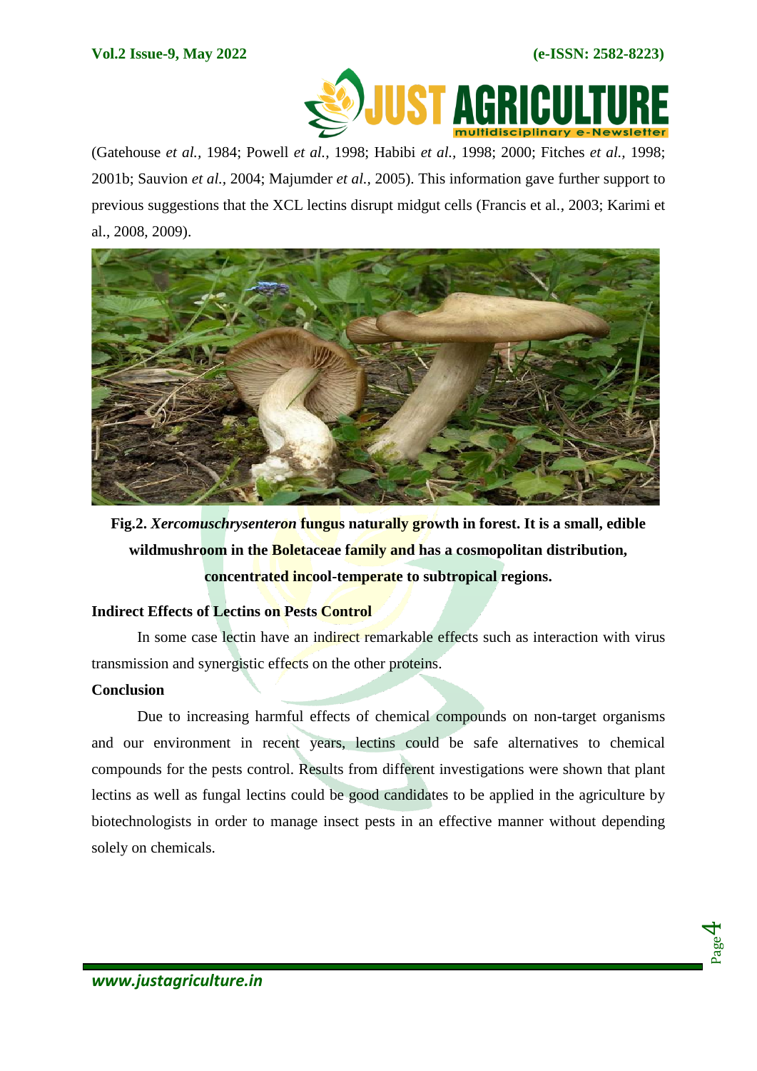(Gatehouse *et al.,* 1984; Powell *et al.,* 1998; Habibi *et al.,* 1998; 2000; Fitches *et al.,* 1998; 2001b; Sauvion *et al.,* 2004; Majumder *et al.,* 2005). This information gave further support to previous suggestions that the XCL lectins disrupt midgut cells (Francis et al., 2003; Karimi et al., 2008, 2009).

**Fig.2.** ***Xercomuschrysenteron*** **fungus naturally growth in forest. It is a small, edible wildmushroom in the Boletaceae family and has a cosmopolitan distribution, concentrated incool-temperate to subtropical regions.**

## Indirect Effects of Lectins on Pests Control

In some case lectin have an indirect remarkable effects such as interaction with virus transmission and synergistic effects on the other proteins.

## Conclusion

Due to increasing harmful effects of chemical compounds on non-target organisms and our environment in recent years, lectins could be safe alternatives to chemical compounds for the pests control. Results from different investigations were shown that plant lectins as well as fungal lectins could be good candidates to be applied in the agriculture by biotechnologists in order to manage insect pests in an effective manner without depending solely on chemicals.